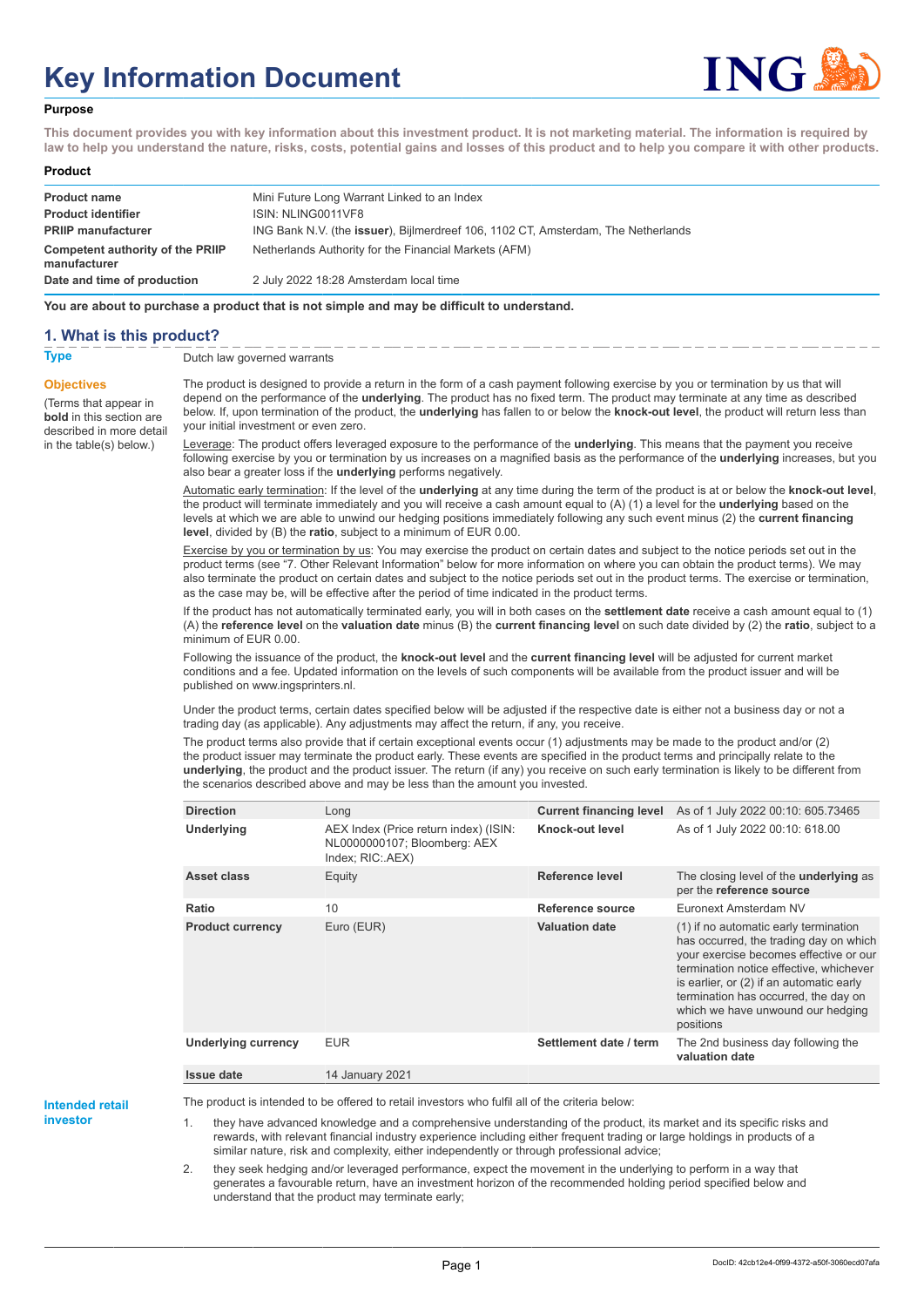# Key Information Document

**Purpose**

**This document provides you with key information about this investment product. It is not marketing material. The information is required by law to help you understand the nature, risks, costs, potential gains and losses of this product and to help you compare it with other products.**

**Product**

| | |
|---|---|
| **Product name** | Mini Future Long Warrant Linked to an Index |
| **Product identifier** | ISIN: NLING0011VF8 |
| **PRIIP manufacturer** | ING Bank N.V. (the **issuer**), Bijlmerdreef 106, 1102 CT, Amsterdam, The Netherlands |
| **Competent authority of the PRIIP manufacturer** | Netherlands Authority for the Financial Markets (AFM) |
| **Date and time of production** | 2 July 2022 18:28 Amsterdam local time |

**You are about to purchase a product that is not simple and may be difficult to understand.**

## 1. What is this product?

**Type**

Dutch law governed warrants

**Objectives**

(Terms that appear in **bold** in this section are described in more detail in the table(s) below.)

The product is designed to provide a return in the form of a cash payment following exercise by you or termination by us that will depend on the performance of the **underlying**. The product has no fixed term. The product may terminate at any time as described below. If, upon termination of the product, the **underlying** has fallen to or below the **knock-out level**, the product will return less than your initial investment or even zero.

Leverage: The product offers leveraged exposure to the performance of the **underlying**. This means that the payment you receive following exercise by you or termination by us increases on a magnified basis as the performance of the **underlying** increases, but you also bear a greater loss if the **underlying** performs negatively.

Automatic early termination: If the level of the **underlying** at any time during the term of the product is at or below the **knock-out level**, the product will terminate immediately and you will receive a cash amount equal to (A) (1) a level for the **underlying** based on the levels at which we are able to unwind our hedging positions immediately following any such event minus (2) the **current financing level**, divided by (B) the **ratio**, subject to a minimum of EUR 0.00.

Exercise by you or termination by us: You may exercise the product on certain dates and subject to the notice periods set out in the product terms (see "7. Other Relevant Information" below for more information on where you can obtain the product terms). We may also terminate the product on certain dates and subject to the notice periods set out in the product terms. The exercise or termination, as the case may be, will be effective after the period of time indicated in the product terms.

If the product has not automatically terminated early, you will in both cases on the **settlement date** receive a cash amount equal to (1) (A) the **reference level** on the **valuation date** minus (B) the **current financing level** on such date divided by (2) the **ratio**, subject to a minimum of EUR 0.00.

Following the issuance of the product, the **knock-out level** and the **current financing level** will be adjusted for current market conditions and a fee. Updated information on the levels of such components will be available from the product issuer and will be published on www.ingsprinters.nl.

Under the product terms, certain dates specified below will be adjusted if the respective date is either not a business day or not a trading day (as applicable). Any adjustments may affect the return, if any, you receive.

The product terms also provide that if certain exceptional events occur (1) adjustments may be made to the product and/or (2) the product issuer may terminate the product early. These events are specified in the product terms and principally relate to the **underlying**, the product and the product issuer. The return (if any) you receive on such early termination is likely to be different from the scenarios described above and may be less than the amount you invested.

| | | | |
|---|---|---|---|
| **Direction** | Long | **Current financing level** | As of 1 July 2022 00:10: 605.73465 |
| **Underlying** | AEX Index (Price return index) (ISIN: NL0000000107; Bloomberg: AEX Index; RIC:.AEX) | **Knock-out level** | As of 1 July 2022 00:10: 618.00 |
| **Asset class** | Equity | **Reference level** | The closing level of the **underlying** as per the **reference source** |
| **Ratio** | 10 | **Reference source** | Euronext Amsterdam NV |
| **Product currency** | Euro (EUR) | **Valuation date** | (1) if no automatic early termination has occurred, the trading day on which your exercise becomes effective or our termination notice effective, whichever is earlier, or (2) if an automatic early termination has occurred, the day on which we have unwound our hedging positions |
| **Underlying currency** | EUR | **Settlement date / term** | The 2nd business day following the **valuation date** |
| **Issue date** | 14 January 2021 | | |

**Intended retail investor**

The product is intended to be offered to retail investors who fulfil all of the criteria below:

1. they have advanced knowledge and a comprehensive understanding of the product, its market and its specific risks and rewards, with relevant financial industry experience including either frequent trading or large holdings in products of a similar nature, risk and complexity, either independently or through professional advice;
2. they seek hedging and/or leveraged performance, expect the movement in the underlying to perform in a way that generates a favourable return, have an investment horizon of the recommended holding period specified below and understand that the product may terminate early;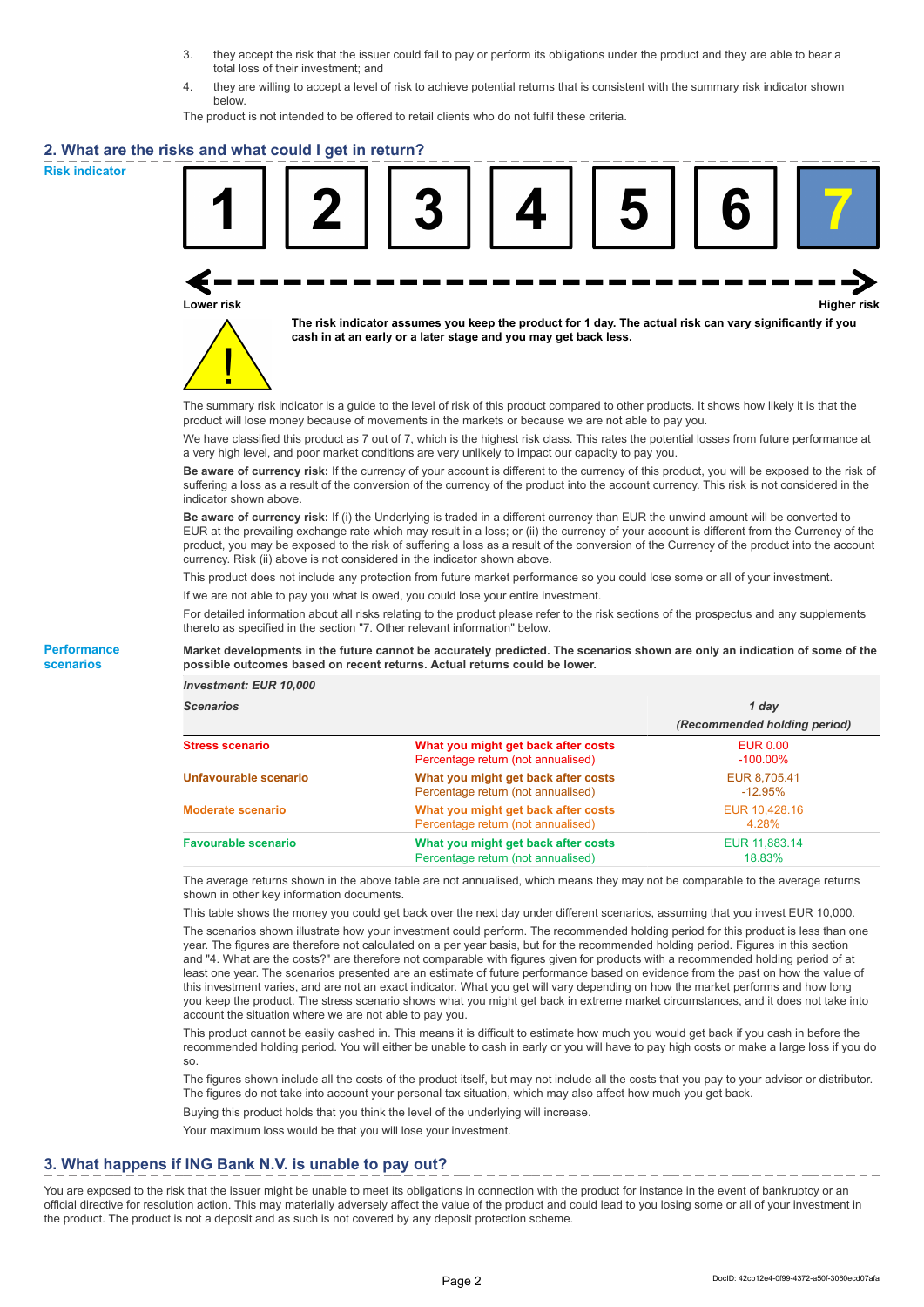3. they accept the risk that the issuer could fail to pay or perform its obligations under the product and they are able to bear a total loss of their investment; and
4. they are willing to accept a level of risk to achieve potential returns that is consistent with the summary risk indicator shown below.

The product is not intended to be offered to retail clients who do not fulfil these criteria.

## 2. What are the risks and what could I get in return?

**Risk indicator**

| 1 | 2 | 3 | 4 | 5 | 6 | **7** |
|---|---|---|---|---|---|---|

Lower risk ← → Higher risk

**The risk indicator assumes you keep the product for 1 day. The actual risk can vary significantly if you cash in at an early or a later stage and you may get back less.**

The summary risk indicator is a guide to the level of risk of this product compared to other products. It shows how likely it is that the product will lose money because of movements in the markets or because we are not able to pay you.

We have classified this product as 7 out of 7, which is the highest risk class. This rates the potential losses from future performance at a very high level, and poor market conditions are very unlikely to impact our capacity to pay you.

**Be aware of currency risk:** If the currency of your account is different to the currency of this product, you will be exposed to the risk of suffering a loss as a result of the conversion of the currency of the product into the account currency. This risk is not considered in the indicator shown above.

**Be aware of currency risk:** If (i) the Underlying is traded in a different currency than EUR the unwind amount will be converted to EUR at the prevailing exchange rate which may result in a loss; or (ii) the currency of your account is different from the Currency of the product, you may be exposed to the risk of suffering a loss as a result of the conversion of the Currency of the product into the account currency. Risk (ii) above is not considered in the indicator shown above.

This product does not include any protection from future market performance so you could lose some or all of your investment.

If we are not able to pay you what is owed, you could lose your entire investment.

For detailed information about all risks relating to the product please refer to the risk sections of the prospectus and any supplements thereto as specified in the section "7. Other relevant information" below.

**Performance scenarios**

**Market developments in the future cannot be accurately predicted. The scenarios shown are only an indication of some of the possible outcomes based on recent returns. Actual returns could be lower.**

| ***Investment: EUR 10,000*** | | |
|---|---|---|
| ***Scenarios*** | | ***1 day*** ***(Recommended holding period)*** |
| **Stress scenario** | **What you might get back after costs** | EUR 0.00 |
| | Percentage return (not annualised) | -100.00% |
| **Unfavourable scenario** | **What you might get back after costs** | EUR 8,705.41 |
| | Percentage return (not annualised) | -12.95% |
| **Moderate scenario** | **What you might get back after costs** | EUR 10,428.16 |
| | Percentage return (not annualised) | 4.28% |
| **Favourable scenario** | **What you might get back after costs** | EUR 11,883.14 |
| | Percentage return (not annualised) | 18.83% |

The average returns shown in the above table are not annualised, which means they may not be comparable to the average returns shown in other key information documents.

This table shows the money you could get back over the next day under different scenarios, assuming that you invest EUR 10,000.

The scenarios shown illustrate how your investment could perform. The recommended holding period for this product is less than one year. The figures are therefore not calculated on a per year basis, but for the recommended holding period. Figures in this section and "4. What are the costs?" are therefore not comparable with figures given for products with a recommended holding period of at least one year. The scenarios presented are an estimate of future performance based on evidence from the past on how the value of this investment varies, and are not an exact indicator. What you get will vary depending on how the market performs and how long you keep the product. The stress scenario shows what you might get back in extreme market circumstances, and it does not take into account the situation where we are not able to pay you.

This product cannot be easily cashed in. This means it is difficult to estimate how much you would get back if you cash in before the recommended holding period. You will either be unable to cash in early or you will have to pay high costs or make a large loss if you do so.

The figures shown include all the costs of the product itself, but may not include all the costs that you pay to your advisor or distributor. The figures do not take into account your personal tax situation, which may also affect how much you get back.

Buying this product holds that you think the level of the underlying will increase.

Your maximum loss would be that you will lose your investment.

## 3. What happens if ING Bank N.V. is unable to pay out?

You are exposed to the risk that the issuer might be unable to meet its obligations in connection with the product for instance in the event of bankruptcy or an official directive for resolution action. This may materially adversely affect the value of the product and could lead to you losing some or all of your investment in the product. The product is not a deposit and as such is not covered by any deposit protection scheme.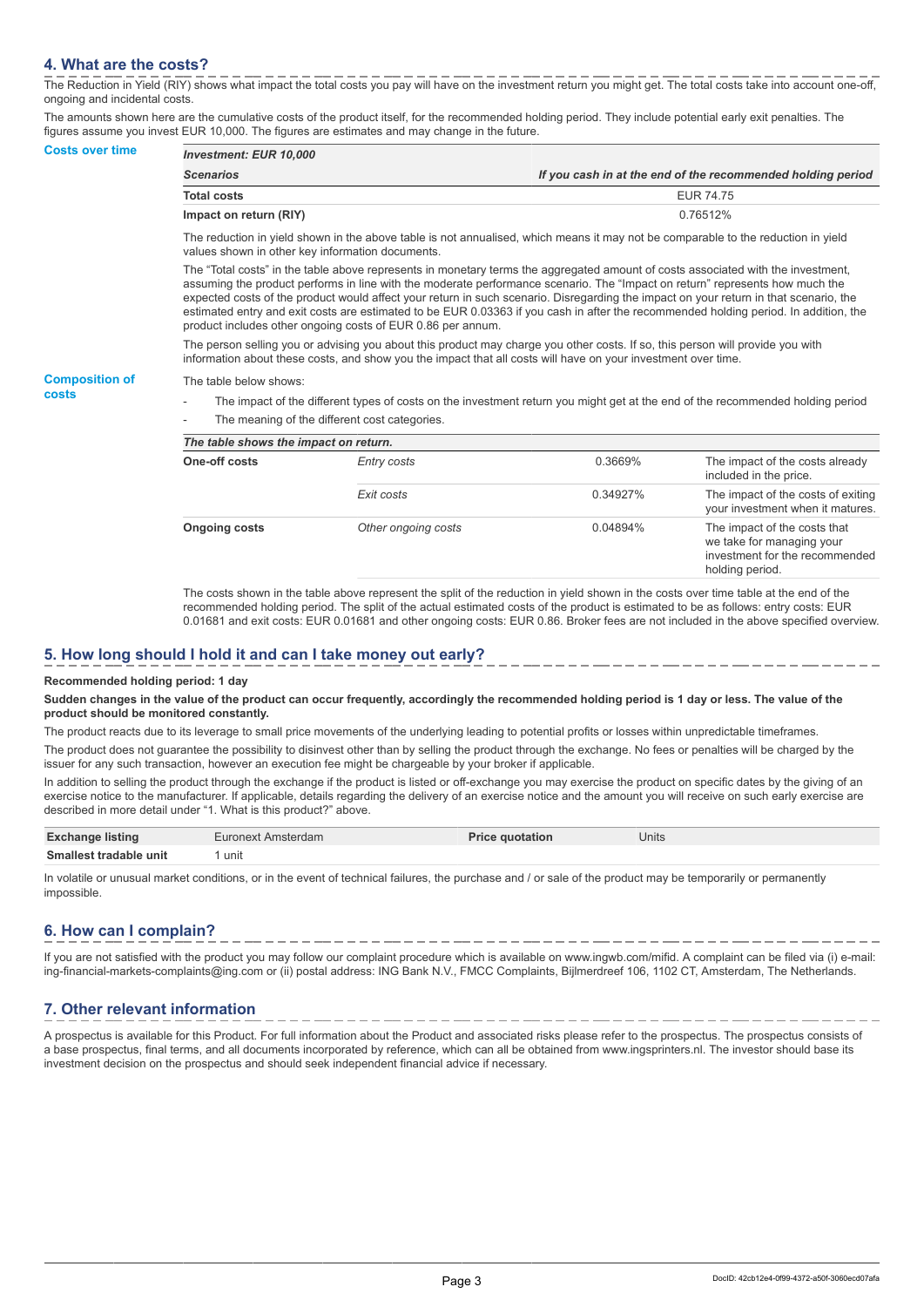## 4. What are the costs?

The Reduction in Yield (RIY) shows what impact the total costs you pay will have on the investment return you might get. The total costs take into account one-off, ongoing and incidental costs.

The amounts shown here are the cumulative costs of the product itself, for the recommended holding period. They include potential early exit penalties. The figures assume you invest EUR 10,000. The figures are estimates and may change in the future.

**Costs over time**

| *Investment: EUR 10,000* | |
|---|---|
| ***Scenarios*** | ***If you cash in at the end of the recommended holding period*** |
| **Total costs** | EUR 74.75 |
| **Impact on return (RIY)** | 0.76512% |

The reduction in yield shown in the above table is not annualised, which means it may not be comparable to the reduction in yield values shown in other key information documents.

The "Total costs" in the table above represents in monetary terms the aggregated amount of costs associated with the investment, assuming the product performs in line with the moderate performance scenario. The "Impact on return" represents how much the expected costs of the product would affect your return in such scenario. Disregarding the impact on your return in that scenario, the estimated entry and exit costs are estimated to be EUR 0.03363 if you cash in after the recommended holding period. In addition, the product includes other ongoing costs of EUR 0.86 per annum.

The person selling you or advising you about this product may charge you other costs. If so, this person will provide you with information about these costs, and show you the impact that all costs will have on your investment over time.

**Composition of costs**

The table below shows:

- The impact of the different types of costs on the investment return you might get at the end of the recommended holding period
- The meaning of the different cost categories.

| *The table shows the impact on return.* | | | |
|---|---|---|---|
| **One-off costs** | *Entry costs* | 0.3669% | The impact of the costs already included in the price. |
| | *Exit costs* | 0.34927% | The impact of the costs of exiting your investment when it matures. |
| **Ongoing costs** | *Other ongoing costs* | 0.04894% | The impact of the costs that we take for managing your investment for the recommended holding period. |

The costs shown in the table above represent the split of the reduction in yield shown in the costs over time table at the end of the recommended holding period. The split of the actual estimated costs of the product is estimated to be as follows: entry costs: EUR 0.01681 and exit costs: EUR 0.01681 and other ongoing costs: EUR 0.86. Broker fees are not included in the above specified overview.

## 5. How long should I hold it and can I take money out early?

**Recommended holding period: 1 day**

**Sudden changes in the value of the product can occur frequently, accordingly the recommended holding period is 1 day or less. The value of the product should be monitored constantly.**

The product reacts due to its leverage to small price movements of the underlying leading to potential profits or losses within unpredictable timeframes.

The product does not guarantee the possibility to disinvest other than by selling the product through the exchange. No fees or penalties will be charged by the issuer for any such transaction, however an execution fee might be chargeable by your broker if applicable.

In addition to selling the product through the exchange if the product is listed or off-exchange you may exercise the product on specific dates by the giving of an exercise notice to the manufacturer. If applicable, details regarding the delivery of an exercise notice and the amount you will receive on such early exercise are described in more detail under "1. What is this product?" above.

| **Exchange listing** | Euronext Amsterdam | **Price quotation** | Units |
|---|---|---|---|
| **Smallest tradable unit** | 1 unit | | |

In volatile or unusual market conditions, or in the event of technical failures, the purchase and / or sale of the product may be temporarily or permanently impossible.

## 6. How can I complain?

If you are not satisfied with the product you may follow our complaint procedure which is available on www.ingwb.com/mifid. A complaint can be filed via (i) e-mail: ing-financial-markets-complaints@ing.com or (ii) postal address: ING Bank N.V., FMCC Complaints, Bijlmerdreef 106, 1102 CT, Amsterdam, The Netherlands.

## 7. Other relevant information

A prospectus is available for this Product. For full information about the Product and associated risks please refer to the prospectus. The prospectus consists of a base prospectus, final terms, and all documents incorporated by reference, which can all be obtained from www.ingsprinters.nl. The investor should base its investment decision on the prospectus and should seek independent financial advice if necessary.

DocID: 42cb12e4-0f99-4372-a50f-3060ecd07afa